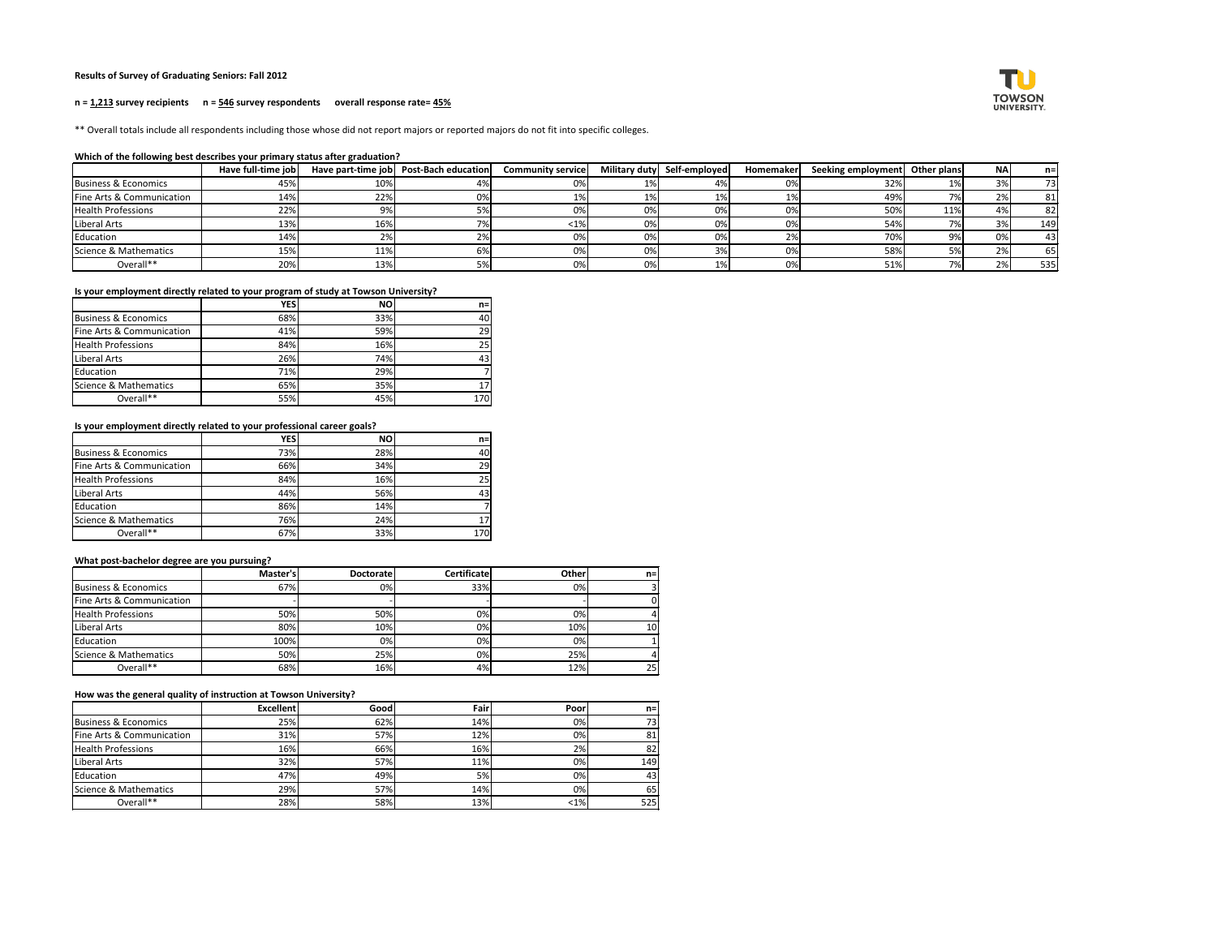**Results of Survey of Graduating Seniors: Fall 2012**

**n = 1,213 survey recipients n = 546 survey respondents overall response rate= 45%**

** Overall totals include all respondents including those whose did not report majors or reported majors do not fit into specific colleges.

**Which of the following best describes your primary status after graduation?**

| | Have full-time job | Have part-time job | Post-Bach education | Community service | Military duty | Self-employed | Homemaker | Seeking employment | Other plans | NA | n= |
|---|---|---|---|---|---|---|---|---|---|---|---|
| Business & Economics | 45% | 10% | 4% | 0% | 1% | 4% | 0% | 32% | 1% | 3% | 73 |
| Fine Arts & Communication | 14% | 22% | 0% | 1% | 1% | 1% | 1% | 49% | 7% | 2% | 81 |
| Health Professions | 22% | 9% | 5% | 0% | 0% | 0% | 0% | 50% | 11% | 4% | 82 |
| Liberal Arts | 13% | 16% | 7% | <1% | 0% | 0% | 0% | 54% | 7% | 3% | 149 |
| Education | 14% | 2% | 2% | 0% | 0% | 0% | 2% | 70% | 9% | 0% | 43 |
| Science & Mathematics | 15% | 11% | 6% | 0% | 0% | 3% | 0% | 58% | 5% | 2% | 65 |
| Overall** | 20% | 13% | 5% | 0% | 0% | 1% | 0% | 51% | 7% | 2% | 535 |

**Is your employment directly related to your program of study at Towson University?**

| | YES | NO | n= |
|---|---|---|---|
| Business & Economics | 68% | 33% | 40 |
| Fine Arts & Communication | 41% | 59% | 29 |
| Health Professions | 84% | 16% | 25 |
| Liberal Arts | 26% | 74% | 43 |
| Education | 71% | 29% | 7 |
| Science & Mathematics | 65% | 35% | 17 |
| Overall** | 55% | 45% | 170 |

**Is your employment directly related to your professional career goals?**

| | YES | NO | n= |
|---|---|---|---|
| Business & Economics | 73% | 28% | 40 |
| Fine Arts & Communication | 66% | 34% | 29 |
| Health Professions | 84% | 16% | 25 |
| Liberal Arts | 44% | 56% | 43 |
| Education | 86% | 14% | 7 |
| Science & Mathematics | 76% | 24% | 17 |
| Overall** | 67% | 33% | 170 |

**What post-bachelor degree are you pursuing?**

| | Master's | Doctorate | Certificate | Other | n= |
|---|---|---|---|---|---|
| Business & Economics | 67% | 0% | 33% | 0% | 3 |
| Fine Arts & Communication | - | - | - | - | 0 |
| Health Professions | 50% | 50% | 0% | 0% | 4 |
| Liberal Arts | 80% | 10% | 0% | 10% | 10 |
| Education | 100% | 0% | 0% | 0% | 1 |
| Science & Mathematics | 50% | 25% | 0% | 25% | 4 |
| Overall** | 68% | 16% | 4% | 12% | 25 |

**How was the general quality of instruction at Towson University?**

| | Excellent | Good | Fair | Poor | n= |
|---|---|---|---|---|---|
| Business & Economics | 25% | 62% | 14% | 0% | 73 |
| Fine Arts & Communication | 31% | 57% | 12% | 0% | 81 |
| Health Professions | 16% | 66% | 16% | 2% | 82 |
| Liberal Arts | 32% | 57% | 11% | 0% | 149 |
| Education | 47% | 49% | 5% | 0% | 43 |
| Science & Mathematics | 29% | 57% | 14% | 0% | 65 |
| Overall** | 28% | 58% | 13% | <1% | 525 |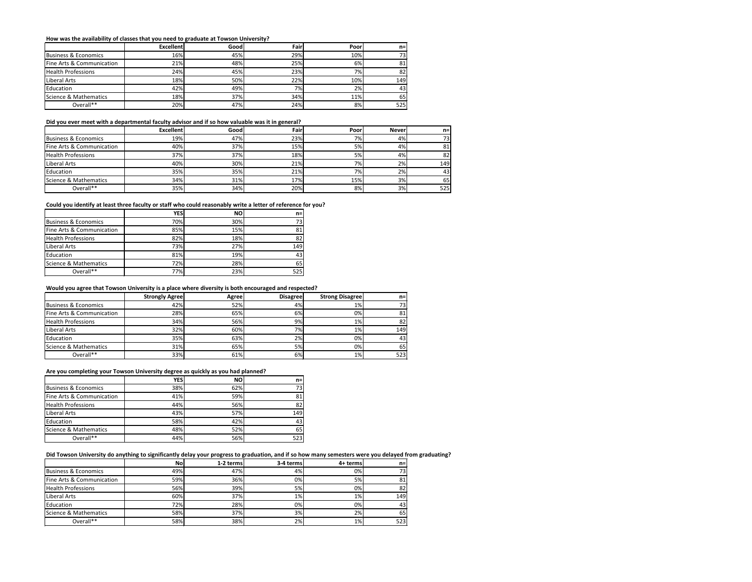**How was the availability of classes that you need to graduate at Towson University?**

| | Excellent | Good | Fair | Poor | n= |
|---|---|---|---|---|---|
| Business & Economics | 16% | 45% | 29% | 10% | 73 |
| Fine Arts & Communication | 21% | 48% | 25% | 6% | 81 |
| Health Professions | 24% | 45% | 23% | 7% | 82 |
| Liberal Arts | 18% | 50% | 22% | 10% | 149 |
| Education | 42% | 49% | 7% | 2% | 43 |
| Science & Mathematics | 18% | 37% | 34% | 11% | 65 |
| Overall** | 20% | 47% | 24% | 8% | 525 |

**Did you ever meet with a departmental faculty advisor and if so how valuable was it in general?**

| | Excellent | Good | Fair | Poor | Never | n= |
|---|---|---|---|---|---|---|
| Business & Economics | 19% | 47% | 23% | 7% | 4% | 73 |
| Fine Arts & Communication | 40% | 37% | 15% | 5% | 4% | 81 |
| Health Professions | 37% | 37% | 18% | 5% | 4% | 82 |
| Liberal Arts | 40% | 30% | 21% | 7% | 2% | 149 |
| Education | 35% | 35% | 21% | 7% | 2% | 43 |
| Science & Mathematics | 34% | 31% | 17% | 15% | 3% | 65 |
| Overall** | 35% | 34% | 20% | 8% | 3% | 525 |

**Could you identify at least three faculty or staff who could reasonably write a letter of reference for you?**

| | YES | NO | n= |
|---|---|---|---|
| Business & Economics | 70% | 30% | 73 |
| Fine Arts & Communication | 85% | 15% | 81 |
| Health Professions | 82% | 18% | 82 |
| Liberal Arts | 73% | 27% | 149 |
| Education | 81% | 19% | 43 |
| Science & Mathematics | 72% | 28% | 65 |
| Overall** | 77% | 23% | 525 |

**Would you agree that Towson University is a place where diversity is both encouraged and respected?**

| | Strongly Agree | Agree | Disagree | Strong Disagree | n= |
|---|---|---|---|---|---|
| Business & Economics | 42% | 52% | 4% | 1% | 73 |
| Fine Arts & Communication | 28% | 65% | 6% | 0% | 81 |
| Health Professions | 34% | 56% | 9% | 1% | 82 |
| Liberal Arts | 32% | 60% | 7% | 1% | 149 |
| Education | 35% | 63% | 2% | 0% | 43 |
| Science & Mathematics | 31% | 65% | 5% | 0% | 65 |
| Overall** | 33% | 61% | 6% | 1% | 523 |

**Are you completing your Towson University degree as quickly as you had planned?**

| | YES | NO | n= |
|---|---|---|---|
| Business & Economics | 38% | 62% | 73 |
| Fine Arts & Communication | 41% | 59% | 81 |
| Health Professions | 44% | 56% | 82 |
| Liberal Arts | 43% | 57% | 149 |
| Education | 58% | 42% | 43 |
| Science & Mathematics | 48% | 52% | 65 |
| Overall** | 44% | 56% | 523 |

**Did Towson University do anything to significantly delay your progress to graduation, and if so how many semesters were you delayed from graduating?**

| | No | 1-2 terms | 3-4 terms | 4+ terms | n= |
|---|---|---|---|---|---|
| Business & Economics | 49% | 47% | 4% | 0% | 73 |
| Fine Arts & Communication | 59% | 36% | 0% | 5% | 81 |
| Health Professions | 56% | 39% | 5% | 0% | 82 |
| Liberal Arts | 60% | 37% | 1% | 1% | 149 |
| Education | 72% | 28% | 0% | 0% | 43 |
| Science & Mathematics | 58% | 37% | 3% | 2% | 65 |
| Overall** | 58% | 38% | 2% | 1% | 523 |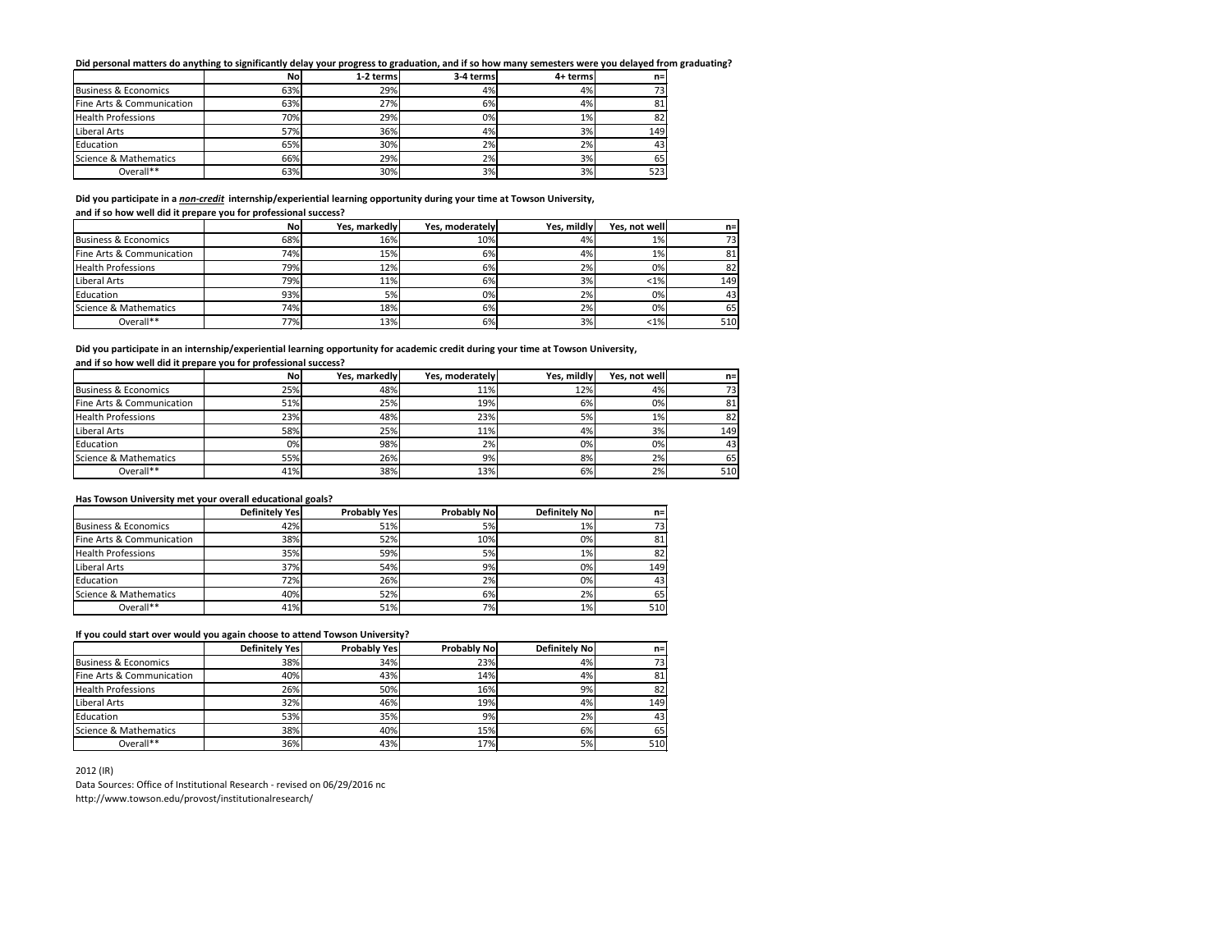**Did personal matters do anything to significantly delay your progress to graduation, and if so how many semesters were you delayed from graduating?**

| | No | 1-2 terms | 3-4 terms | 4+ terms | n= |
|---|---|---|---|---|---|
| Business & Economics | 63% | 29% | 4% | 4% | 73 |
| Fine Arts & Communication | 63% | 27% | 6% | 4% | 81 |
| Health Professions | 70% | 29% | 0% | 1% | 82 |
| Liberal Arts | 57% | 36% | 4% | 3% | 149 |
| Education | 65% | 30% | 2% | 2% | 43 |
| Science & Mathematics | 66% | 29% | 2% | 3% | 65 |
| Overall** | 63% | 30% | 3% | 3% | 523 |

**Did you participate in a *non-credit* internship/experiential learning opportunity during your time at Towson University, and if so how well did it prepare you for professional success?**

| | No | Yes, markedly | Yes, moderately | Yes, mildly | Yes, not well | n= |
|---|---|---|---|---|---|---|
| Business & Economics | 68% | 16% | 10% | 4% | 1% | 73 |
| Fine Arts & Communication | 74% | 15% | 6% | 4% | 1% | 81 |
| Health Professions | 79% | 12% | 6% | 2% | 0% | 82 |
| Liberal Arts | 79% | 11% | 6% | 3% | <1% | 149 |
| Education | 93% | 5% | 0% | 2% | 0% | 43 |
| Science & Mathematics | 74% | 18% | 6% | 2% | 0% | 65 |
| Overall** | 77% | 13% | 6% | 3% | <1% | 510 |

**Did you participate in an internship/experiential learning opportunity for academic credit during your time at Towson University, and if so how well did it prepare you for professional success?**

| | No | Yes, markedly | Yes, moderately | Yes, mildly | Yes, not well | n= |
|---|---|---|---|---|---|---|
| Business & Economics | 25% | 48% | 11% | 12% | 4% | 73 |
| Fine Arts & Communication | 51% | 25% | 19% | 6% | 0% | 81 |
| Health Professions | 23% | 48% | 23% | 5% | 1% | 82 |
| Liberal Arts | 58% | 25% | 11% | 4% | 3% | 149 |
| Education | 0% | 98% | 2% | 0% | 0% | 43 |
| Science & Mathematics | 55% | 26% | 9% | 8% | 2% | 65 |
| Overall** | 41% | 38% | 13% | 6% | 2% | 510 |

**Has Towson University met your overall educational goals?**

| | Definitely Yes | Probably Yes | Probably No | Definitely No | n= |
|---|---|---|---|---|---|
| Business & Economics | 42% | 51% | 5% | 1% | 73 |
| Fine Arts & Communication | 38% | 52% | 10% | 0% | 81 |
| Health Professions | 35% | 59% | 5% | 1% | 82 |
| Liberal Arts | 37% | 54% | 9% | 0% | 149 |
| Education | 72% | 26% | 2% | 0% | 43 |
| Science & Mathematics | 40% | 52% | 6% | 2% | 65 |
| Overall** | 41% | 51% | 7% | 1% | 510 |

**If you could start over would you again choose to attend Towson University?**

| | Definitely Yes | Probably Yes | Probably No | Definitely No | n= |
|---|---|---|---|---|---|
| Business & Economics | 38% | 34% | 23% | 4% | 73 |
| Fine Arts & Communication | 40% | 43% | 14% | 4% | 81 |
| Health Professions | 26% | 50% | 16% | 9% | 82 |
| Liberal Arts | 32% | 46% | 19% | 4% | 149 |
| Education | 53% | 35% | 9% | 2% | 43 |
| Science & Mathematics | 38% | 40% | 15% | 6% | 65 |
| Overall** | 36% | 43% | 17% | 5% | 510 |

2012 (IR)

Data Sources: Office of Institutional Research - revised on 06/29/2016 nc

http://www.towson.edu/provost/institutionalresearch/